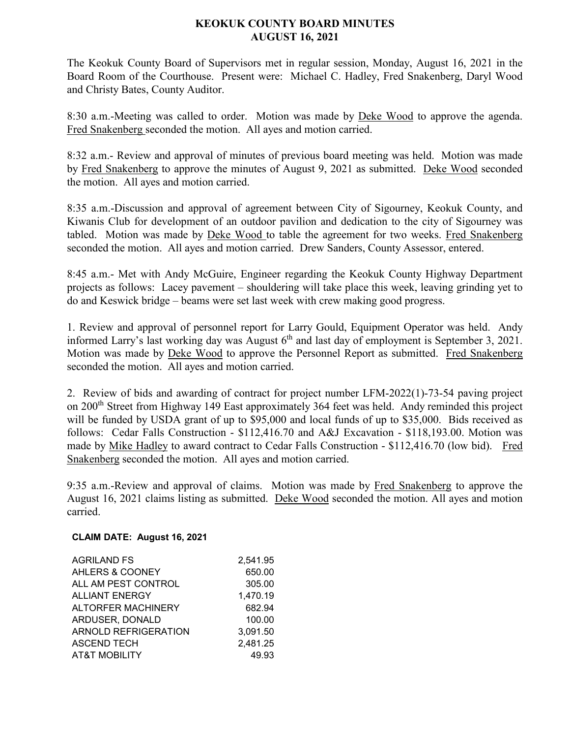# KEOKUK COUNTY BOARD MINUTES
## AUGUST 16, 2021

The Keokuk County Board of Supervisors met in regular session, Monday, August 16, 2021 in the Board Room of the Courthouse. Present were: Michael C. Hadley, Fred Snakenberg, Daryl Wood and Christy Bates, County Auditor.

8:30 a.m.-Meeting was called to order. Motion was made by Deke Wood to approve the agenda. Fred Snakenberg seconded the motion. All ayes and motion carried.

8:32 a.m.- Review and approval of minutes of previous board meeting was held. Motion was made by Fred Snakenberg to approve the minutes of August 9, 2021 as submitted. Deke Wood seconded the motion. All ayes and motion carried.

8:35 a.m.-Discussion and approval of agreement between City of Sigourney, Keokuk County, and Kiwanis Club for development of an outdoor pavilion and dedication to the city of Sigourney was tabled. Motion was made by Deke Wood to table the agreement for two weeks. Fred Snakenberg seconded the motion. All ayes and motion carried. Drew Sanders, County Assessor, entered.

8:45 a.m.- Met with Andy McGuire, Engineer regarding the Keokuk County Highway Department projects as follows: Lacey pavement – shouldering will take place this week, leaving grinding yet to do and Keswick bridge – beams were set last week with crew making good progress.

1. Review and approval of personnel report for Larry Gould, Equipment Operator was held. Andy informed Larry's last working day was August 6th and last day of employment is September 3, 2021. Motion was made by Deke Wood to approve the Personnel Report as submitted. Fred Snakenberg seconded the motion. All ayes and motion carried.

2. Review of bids and awarding of contract for project number LFM-2022(1)-73-54 paving project on 200th Street from Highway 149 East approximately 364 feet was held. Andy reminded this project will be funded by USDA grant of up to $95,000 and local funds of up to $35,000. Bids received as follows: Cedar Falls Construction - $112,416.70 and A&J Excavation - $118,193.00. Motion was made by Mike Hadley to award contract to Cedar Falls Construction - $112,416.70 (low bid). Fred Snakenberg seconded the motion. All ayes and motion carried.

9:35 a.m.-Review and approval of claims. Motion was made by Fred Snakenberg to approve the August 16, 2021 claims listing as submitted. Deke Wood seconded the motion. All ayes and motion carried.

**CLAIM DATE: August 16, 2021**

| | |
|---|---|
| AGRILAND FS | 2,541.95 |
| AHLERS & COONEY | 650.00 |
| ALL AM PEST CONTROL | 305.00 |
| ALLIANT ENERGY | 1,470.19 |
| ALTORFER MACHINERY | 682.94 |
| ARDUSER, DONALD | 100.00 |
| ARNOLD REFRIGERATION | 3,091.50 |
| ASCEND TECH | 2,481.25 |
| AT&T MOBILITY | 49.93 |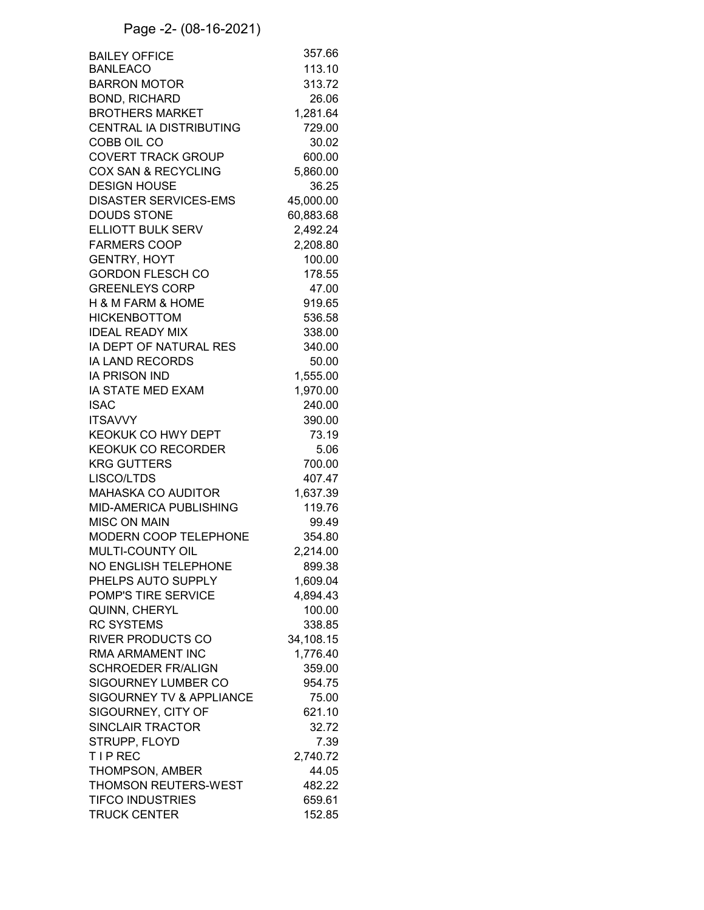Page -2- (08-16-2021)

| | |
|---|---|
| BAILEY OFFICE | 357.66 |
| BANLEACO | 113.10 |
| BARRON MOTOR | 313.72 |
| BOND, RICHARD | 26.06 |
| BROTHERS MARKET | 1,281.64 |
| CENTRAL IA DISTRIBUTING | 729.00 |
| COBB OIL CO | 30.02 |
| COVERT TRACK GROUP | 600.00 |
| COX SAN & RECYCLING | 5,860.00 |
| DESIGN HOUSE | 36.25 |
| DISASTER SERVICES-EMS | 45,000.00 |
| DOUDS STONE | 60,883.68 |
| ELLIOTT BULK SERV | 2,492.24 |
| FARMERS COOP | 2,208.80 |
| GENTRY, HOYT | 100.00 |
| GORDON FLESCH CO | 178.55 |
| GREENLEYS CORP | 47.00 |
| H & M FARM & HOME | 919.65 |
| HICKENBOTTOM | 536.58 |
| IDEAL READY MIX | 338.00 |
| IA DEPT OF NATURAL RES | 340.00 |
| IA LAND RECORDS | 50.00 |
| IA PRISON IND | 1,555.00 |
| IA STATE MED EXAM | 1,970.00 |
| ISAC | 240.00 |
| ITSAVVY | 390.00 |
| KEOKUK CO HWY DEPT | 73.19 |
| KEOKUK CO RECORDER | 5.06 |
| KRG GUTTERS | 700.00 |
| LISCO/LTDS | 407.47 |
| MAHASKA CO AUDITOR | 1,637.39 |
| MID-AMERICA PUBLISHING | 119.76 |
| MISC ON MAIN | 99.49 |
| MODERN COOP TELEPHONE | 354.80 |
| MULTI-COUNTY OIL | 2,214.00 |
| NO ENGLISH TELEPHONE | 899.38 |
| PHELPS AUTO SUPPLY | 1,609.04 |
| POMP'S TIRE SERVICE | 4,894.43 |
| QUINN, CHERYL | 100.00 |
| RC SYSTEMS | 338.85 |
| RIVER PRODUCTS CO | 34,108.15 |
| RMA ARMAMENT INC | 1,776.40 |
| SCHROEDER FR/ALIGN | 359.00 |
| SIGOURNEY LUMBER CO | 954.75 |
| SIGOURNEY TV & APPLIANCE | 75.00 |
| SIGOURNEY, CITY OF | 621.10 |
| SINCLAIR TRACTOR | 32.72 |
| STRUPP, FLOYD | 7.39 |
| T I P REC | 2,740.72 |
| THOMPSON, AMBER | 44.05 |
| THOMSON REUTERS-WEST | 482.22 |
| TIFCO INDUSTRIES | 659.61 |
| TRUCK CENTER | 152.85 |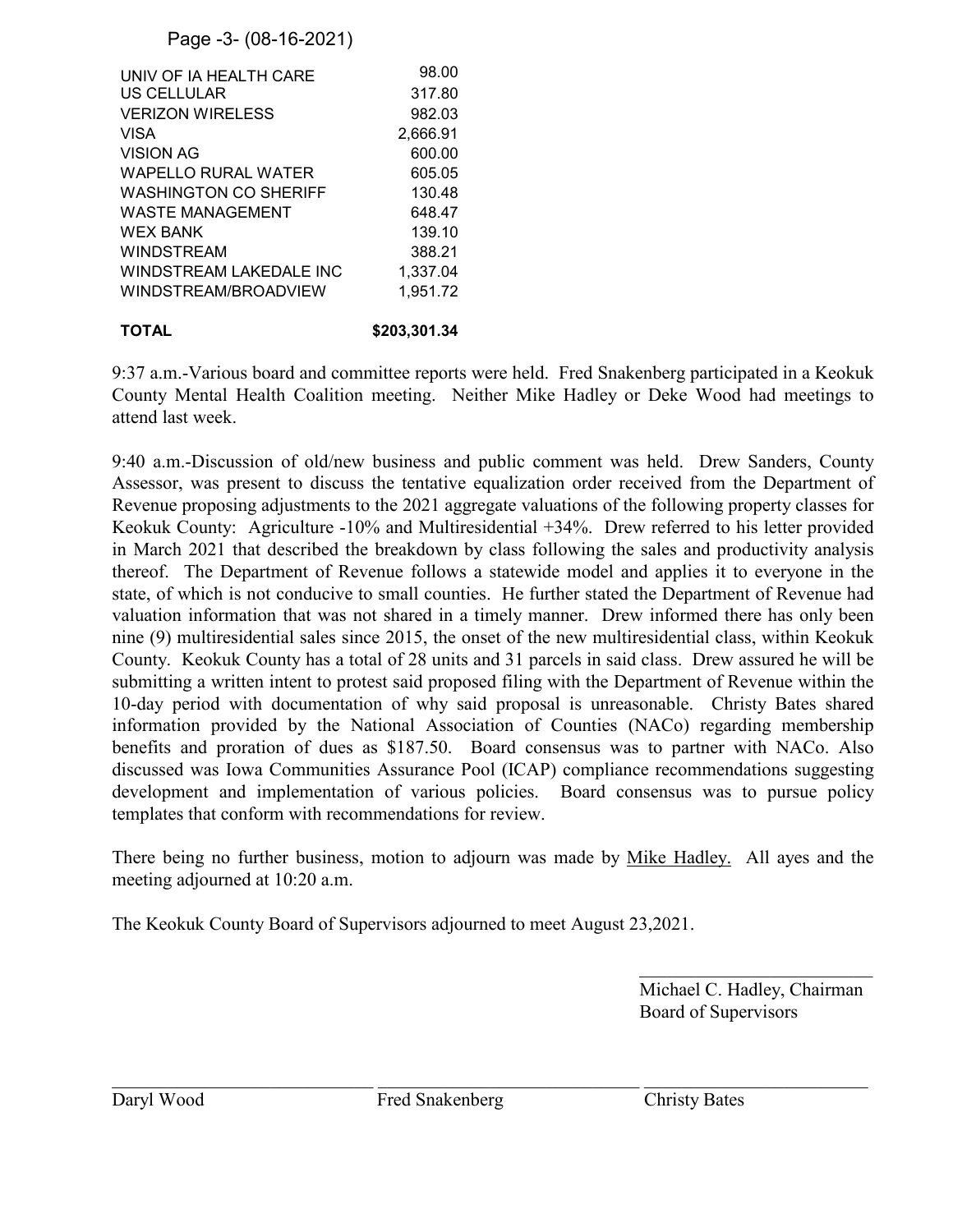Page -3- (08-16-2021)

| | |
|---|---|
| UNIV OF IA HEALTH CARE | 98.00 |
| US CELLULAR | 317.80 |
| VERIZON WIRELESS | 982.03 |
| VISA | 2,666.91 |
| VISION AG | 600.00 |
| WAPELLO RURAL WATER | 605.05 |
| WASHINGTON CO SHERIFF | 130.48 |
| WASTE MANAGEMENT | 648.47 |
| WEX BANK | 139.10 |
| WINDSTREAM | 388.21 |
| WINDSTREAM LAKEDALE INC | 1,337.04 |
| WINDSTREAM/BROADVIEW | 1,951.72 |
| **TOTAL** | **$203,301.34** |

9:37 a.m.-Various board and committee reports were held. Fred Snakenberg participated in a Keokuk County Mental Health Coalition meeting. Neither Mike Hadley or Deke Wood had meetings to attend last week.

9:40 a.m.-Discussion of old/new business and public comment was held. Drew Sanders, County Assessor, was present to discuss the tentative equalization order received from the Department of Revenue proposing adjustments to the 2021 aggregate valuations of the following property classes for Keokuk County: Agriculture -10% and Multiresidential +34%. Drew referred to his letter provided in March 2021 that described the breakdown by class following the sales and productivity analysis thereof. The Department of Revenue follows a statewide model and applies it to everyone in the state, of which is not conducive to small counties. He further stated the Department of Revenue had valuation information that was not shared in a timely manner. Drew informed there has only been nine (9) multiresidential sales since 2015, the onset of the new multiresidential class, within Keokuk County. Keokuk County has a total of 28 units and 31 parcels in said class. Drew assured he will be submitting a written intent to protest said proposed filing with the Department of Revenue within the 10-day period with documentation of why said proposal is unreasonable. Christy Bates shared information provided by the National Association of Counties (NACo) regarding membership benefits and proration of dues as $187.50. Board consensus was to partner with NACo. Also discussed was Iowa Communities Assurance Pool (ICAP) compliance recommendations suggesting development and implementation of various policies. Board consensus was to pursue policy templates that conform with recommendations for review.

There being no further business, motion to adjourn was made by <u>Mike Hadley.</u> All ayes and the meeting adjourned at 10:20 a.m.

The Keokuk County Board of Supervisors adjourned to meet August 23,2021.

\_\_\_\_\_\_\_\_\_\_\_\_\_\_\_\_\_\_\_\_\_\_\_\_\_\_
Michael C. Hadley, Chairman
Board of Supervisors

\_\_\_\_\_\_\_\_\_\_\_\_\_\_\_\_\_\_\_\_\_\_\_\_\_\_ \_\_\_\_\_\_\_\_\_\_\_\_\_\_\_\_\_\_\_\_\_\_\_\_\_\_ \_\_\_\_\_\_\_\_\_\_\_\_\_\_\_\_\_\_\_\_\_\_\_\_\_\_
Daryl Wood Fred Snakenberg Christy Bates